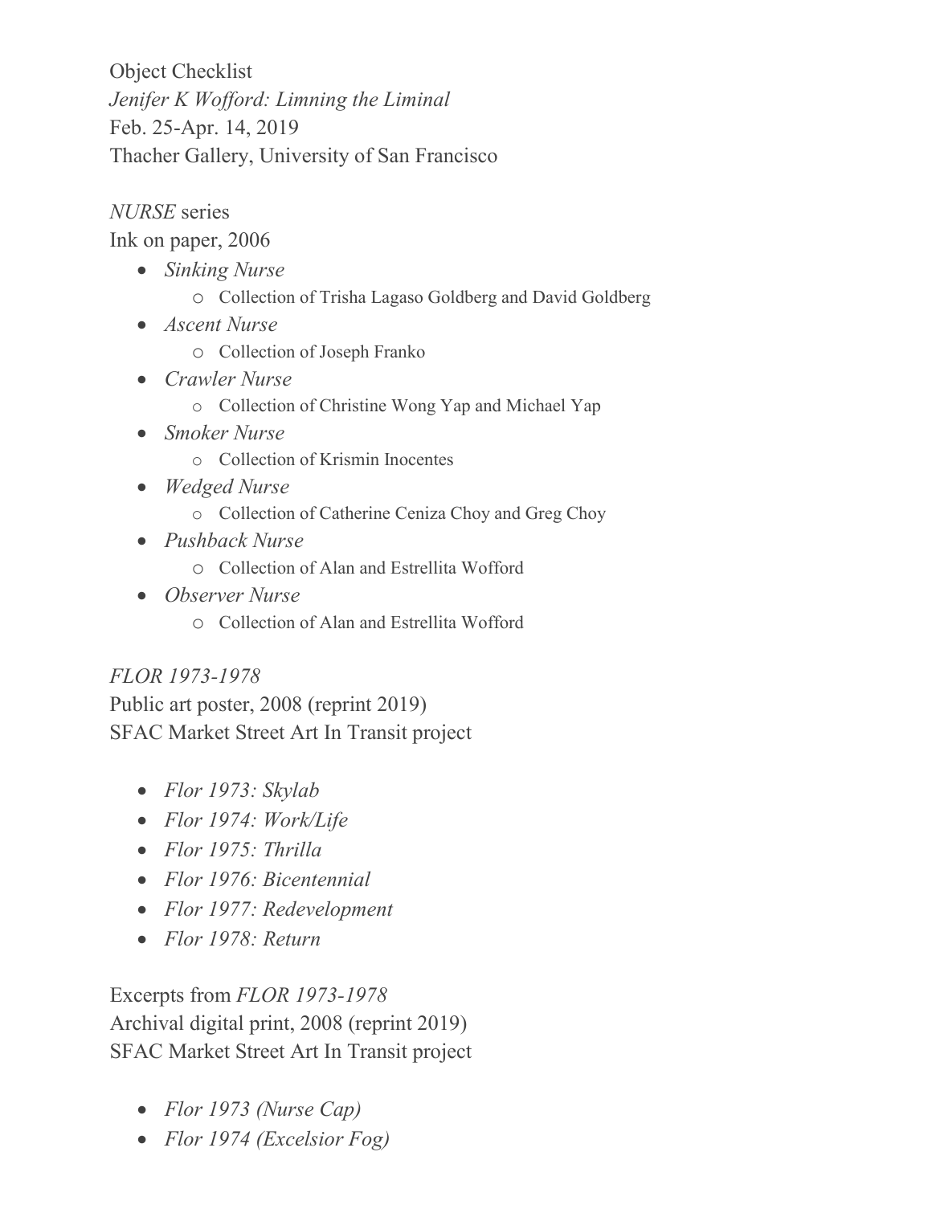Object Checklist
*Jenifer K Wofford: Limning the Liminal*
Feb. 25-Apr. 14, 2019
Thacher Gallery, University of San Francisco

*NURSE* series
Ink on paper, 2006

- *Sinking Nurse*
  - Collection of Trisha Lagaso Goldberg and David Goldberg
- *Ascent Nurse*
  - Collection of Joseph Franko
- *Crawler Nurse*
  - Collection of Christine Wong Yap and Michael Yap
- *Smoker Nurse*
  - Collection of Krismin Inocentes
- *Wedged Nurse*
  - Collection of Catherine Ceniza Choy and Greg Choy
- *Pushback Nurse*
  - Collection of Alan and Estrellita Wofford
- *Observer Nurse*
  - Collection of Alan and Estrellita Wofford

*FLOR 1973-1978*
Public art poster, 2008 (reprint 2019)
SFAC Market Street Art In Transit project

- *Flor 1973: Skylab*
- *Flor 1974: Work/Life*
- *Flor 1975: Thrilla*
- *Flor 1976: Bicentennial*
- *Flor 1977: Redevelopment*
- *Flor 1978: Return*

Excerpts from *FLOR 1973-1978*
Archival digital print, 2008 (reprint 2019)
SFAC Market Street Art In Transit project

- *Flor 1973 (Nurse Cap)*
- *Flor 1974 (Excelsior Fog)*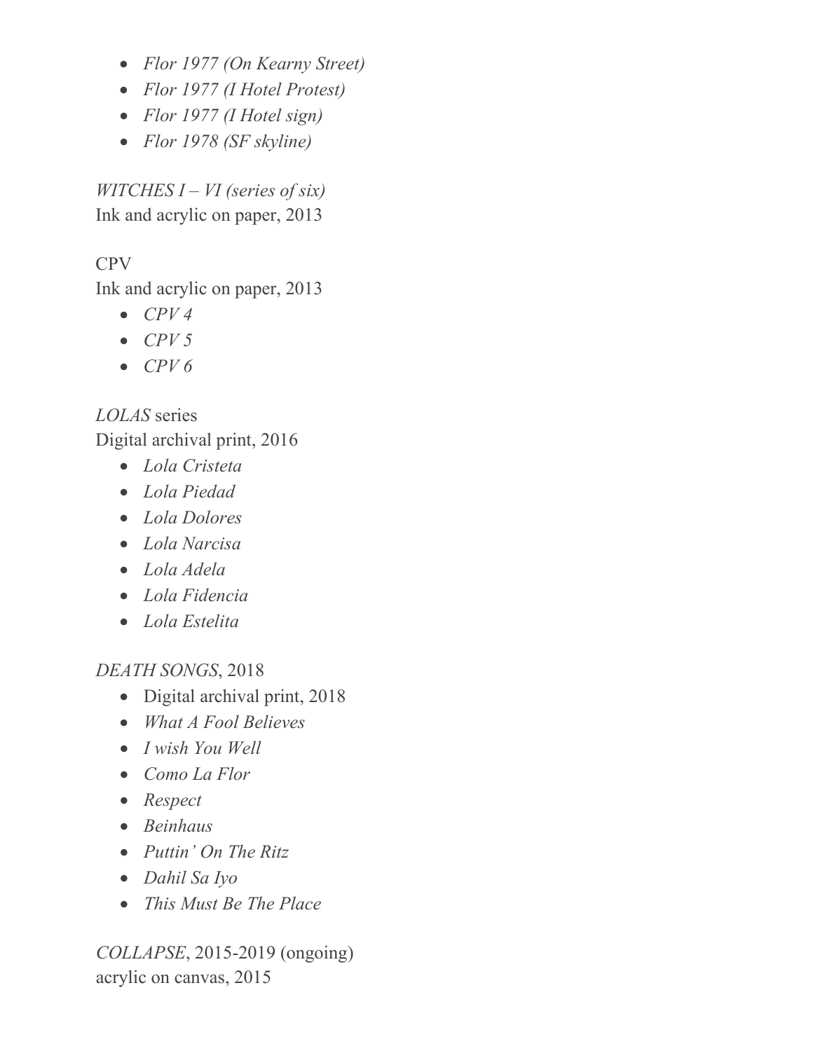- *Flor 1977 (On Kearny Street)*
- *Flor 1977 (I Hotel Protest)*
- *Flor 1977 (I Hotel sign)*
- *Flor 1978 (SF skyline)*

*WITCHES I – VI (series of six)*
Ink and acrylic on paper, 2013

CPV
Ink and acrylic on paper, 2013

- *CPV 4*
- *CPV 5*
- *CPV 6*

*LOLAS* series
Digital archival print, 2016

- *Lola Cristeta*
- *Lola Piedad*
- *Lola Dolores*
- *Lola Narcisa*
- *Lola Adela*
- *Lola Fidencia*
- *Lola Estelita*

*DEATH SONGS*, 2018

- Digital archival print, 2018
- *What A Fool Believes*
- *I wish You Well*
- *Como La Flor*
- *Respect*
- *Beinhaus*
- *Puttin' On The Ritz*
- *Dahil Sa Iyo*
- *This Must Be The Place*

*COLLAPSE*, 2015-2019 (ongoing)
acrylic on canvas, 2015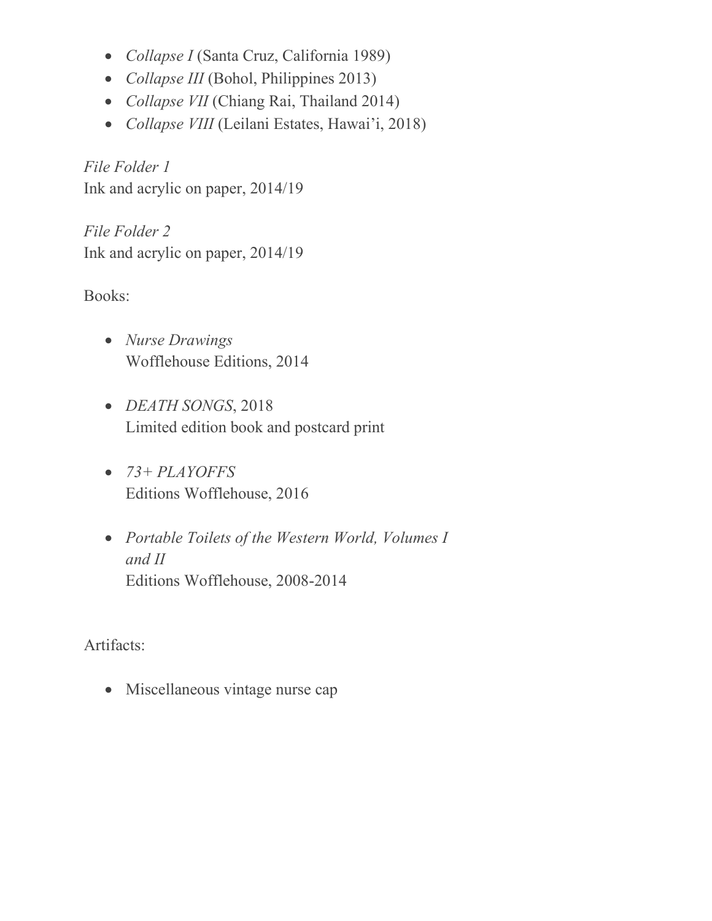- *Collapse I* (Santa Cruz, California 1989)
- *Collapse III* (Bohol, Philippines 2013)
- *Collapse VII* (Chiang Rai, Thailand 2014)
- *Collapse VIII* (Leilani Estates, Hawai'i, 2018)

*File Folder 1*
Ink and acrylic on paper, 2014/19

*File Folder 2*
Ink and acrylic on paper, 2014/19

Books:

- *Nurse Drawings*
  Wofflehouse Editions, 2014

- *DEATH SONGS*, 2018
  Limited edition book and postcard print

- *73+ PLAYOFFS*
  Editions Wofflehouse, 2016

- *Portable Toilets of the Western World, Volumes I and II*
  Editions Wofflehouse, 2008-2014

Artifacts:

- Miscellaneous vintage nurse cap